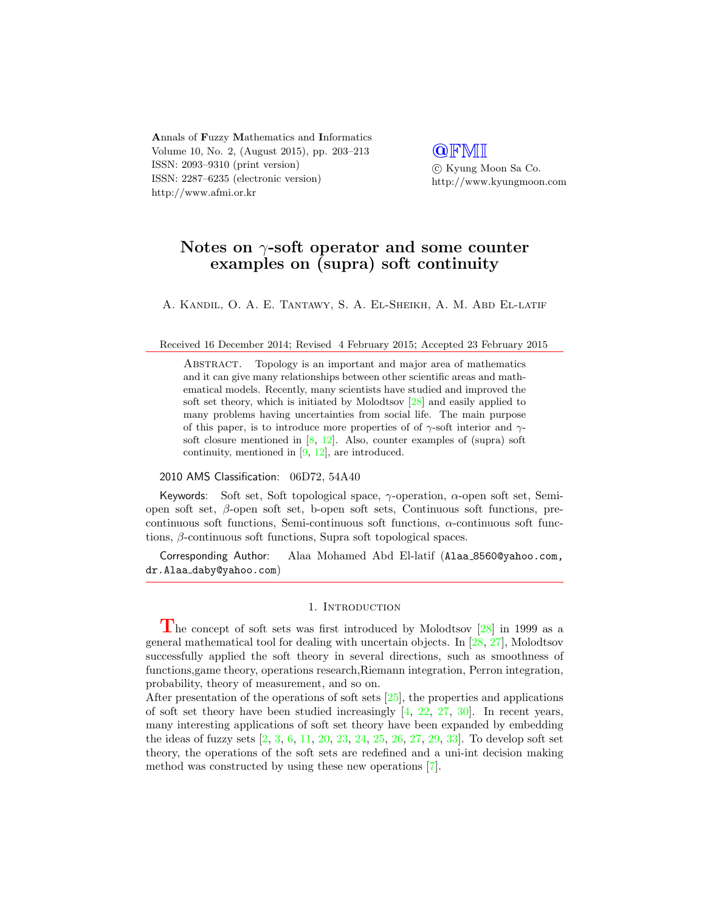# Notes on $\gamma$-soft operator and some counter examples on (supra) soft continuity

A. Kandil, O. A. E. Tantawy, S. A. El-Sheikh, A. M. Abd El-latif

Received 16 December 2014; Revised 4 February 2015; Accepted 23 February 2015

Abstract. Topology is an important and major area of mathematics and it can give many relationships between other scientific areas and mathematical models. Recently, many scientists have studied and improved the soft set theory, which is initiated by Molodtsov [28] and easily applied to many problems having uncertainties from social life. The main purpose of this paper, is to introduce more properties of of $\gamma$-soft interior and $\gamma$-soft closure mentioned in [8, 12]. Also, counter examples of (supra) soft continuity, mentioned in [9, 12], are introduced.

2010 AMS Classification: 06D72, 54A40

Keywords: Soft set, Soft topological space, $\gamma$-operation, $\alpha$-open soft set, Semi-open soft set, $\beta$-open soft set, b-open soft sets, Continuous soft functions, pre-continuous soft functions, Semi-continuous soft functions, $\alpha$-continuous soft functions, $\beta$-continuous soft functions, Supra soft topological spaces.

Corresponding Author: Alaa Mohamed Abd El-latif (Alaa_8560@yahoo.com, dr.Alaa_daby@yahoo.com)

## 1. Introduction

The concept of soft sets was first introduced by Molodtsov [28] in 1999 as a general mathematical tool for dealing with uncertain objects. In [28, 27], Molodtsov successfully applied the soft theory in several directions, such as smoothness of functions,game theory, operations research,Riemann integration, Perron integration, probability, theory of measurement, and so on.
After presentation of the operations of soft sets [25], the properties and applications of soft set theory have been studied increasingly [4, 22, 27, 30]. In recent years, many interesting applications of soft set theory have been expanded by embedding the ideas of fuzzy sets [2, 3, 6, 11, 20, 23, 24, 25, 26, 27, 29, 33]. To develop soft set theory, the operations of the soft sets are redefined and a uni-int decision making method was constructed by using these new operations [7].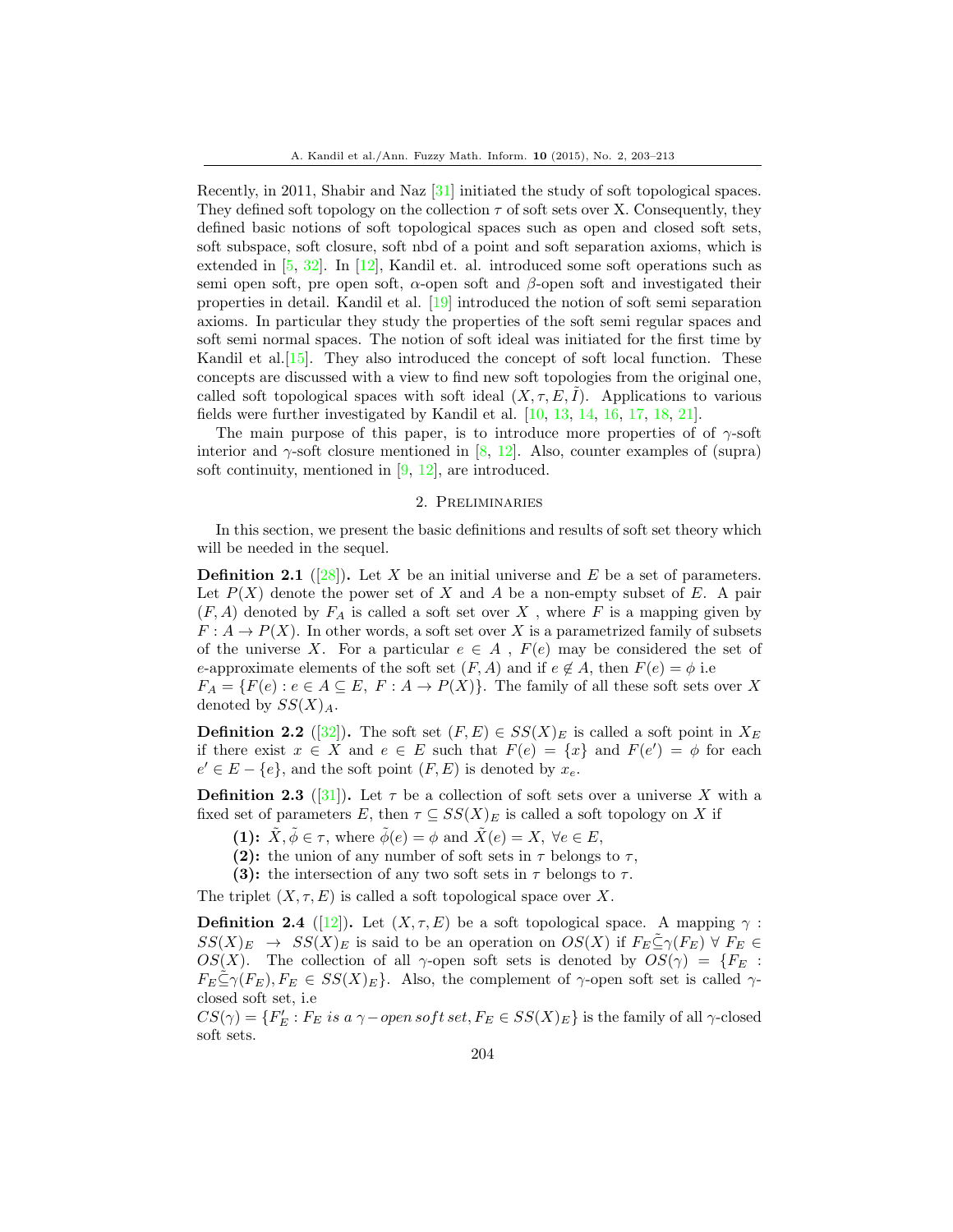Recently, in 2011, Shabir and Naz [31] initiated the study of soft topological spaces. They defined soft topology on the collection $\tau$ of soft sets over X. Consequently, they defined basic notions of soft topological spaces such as open and closed soft sets, soft subspace, soft closure, soft nbd of a point and soft separation axioms, which is extended in [5, 32]. In [12], Kandil et. al. introduced some soft operations such as semi open soft, pre open soft, $\alpha$-open soft and $\beta$-open soft and investigated their properties in detail. Kandil et al. [19] introduced the notion of soft semi separation axioms. In particular they study the properties of the soft semi regular spaces and soft semi normal spaces. The notion of soft ideal was initiated for the first time by Kandil et al.[15]. They also introduced the concept of soft local function. These concepts are discussed with a view to find new soft topologies from the original one, called soft topological spaces with soft ideal $(X, \tau, E, \tilde{I})$. Applications to various fields were further investigated by Kandil et al. [10, 13, 14, 16, 17, 18, 21].

The main purpose of this paper, is to introduce more properties of of $\gamma$-soft interior and $\gamma$-soft closure mentioned in [8, 12]. Also, counter examples of (supra) soft continuity, mentioned in [9, 12], are introduced.

## 2. Preliminaries

In this section, we present the basic definitions and results of soft set theory which will be needed in the sequel.

**Definition 2.1** ([28]). Let $X$ be an initial universe and $E$ be a set of parameters. Let $P(X)$ denote the power set of $X$ and $A$ be a non-empty subset of $E$. A pair $(F, A)$ denoted by $F_A$ is called a soft set over $X$ , where $F$ is a mapping given by $F : A \to P(X)$. In other words, a soft set over $X$ is a parametrized family of subsets of the universe $X$. For a particular $e \in A$ , $F(e)$ may be considered the set of $e$-approximate elements of the soft set $(F, A)$ and if $e \notin A$, then $F(e) = \phi$ i.e
$F_A = \{F(e) : e \in A \subseteq E,\ F : A \to P(X)\}$. The family of all these soft sets over $X$ denoted by $SS(X)_A$.

**Definition 2.2** ([32]). The soft set $(F, E) \in SS(X)_E$ is called a soft point in $X_E$ if there exist $x \in X$ and $e \in E$ such that $F(e) = \{x\}$ and $F(e') = \phi$ for each $e' \in E - \{e\}$, and the soft point $(F, E)$ is denoted by $x_e$.

**Definition 2.3** ([31]). Let $\tau$ be a collection of soft sets over a universe $X$ with a fixed set of parameters $E$, then $\tau \subseteq SS(X)_E$ is called a soft topology on $X$ if

**(1):** $\tilde{X}, \tilde{\phi} \in \tau$, where $\tilde{\phi}(e) = \phi$ and $\tilde{X}(e) = X,\ \forall e \in E$,

**(2):** the union of any number of soft sets in $\tau$ belongs to $\tau$,

**(3):** the intersection of any two soft sets in $\tau$ belongs to $\tau$.

The triplet $(X, \tau, E)$ is called a soft topological space over $X$.

**Definition 2.4** ([12]). Let $(X, \tau, E)$ be a soft topological space. A mapping $\gamma : SS(X)_E \to SS(X)_E$ is said to be an operation on $OS(X)$ if $F_E \tilde{\subseteq} \gamma(F_E)\ \forall\ F_E \in OS(X)$. The collection of all $\gamma$-open soft sets is denoted by $OS(\gamma) = \{F_E : F_E \tilde{\subseteq} \gamma(F_E), F_E \in SS(X)_E\}$. Also, the complement of $\gamma$-open soft set is called $\gamma$-closed soft set, i.e
$CS(\gamma) = \{F'_E : F_E\ is\ a\ \gamma-open\ soft\ set, F_E \in SS(X)_E\}$ is the family of all $\gamma$-closed soft sets.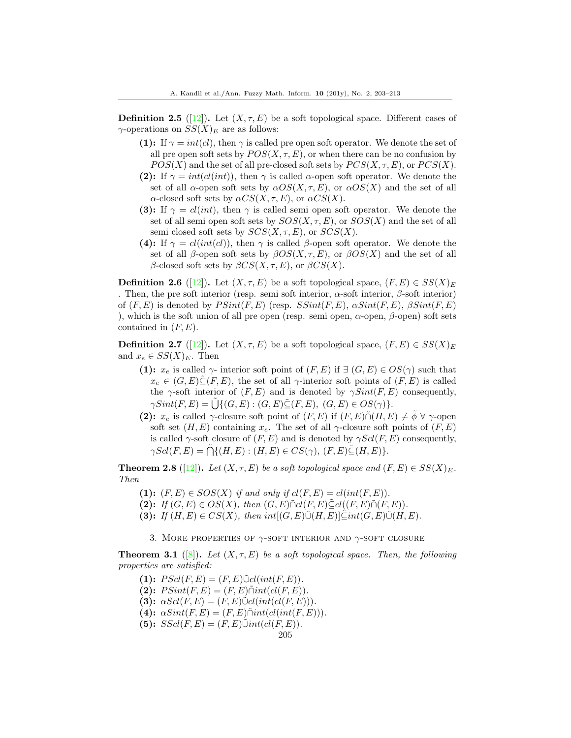**Definition 2.5** ([12]). Let $(X, \tau, E)$ be a soft topological space. Different cases of $\gamma$-operations on $SS(X)_E$ are as follows:

- **(1):** If $\gamma = int(cl)$, then $\gamma$ is called pre open soft operator. We denote the set of all pre open soft sets by $POS(X, \tau, E)$, or when there can be no confusion by $POS(X)$ and the set of all pre-closed soft sets by $PCS(X, \tau, E)$, or $PCS(X)$.
- **(2):** If $\gamma = int(cl(int))$, then $\gamma$ is called $\alpha$-open soft operator. We denote the set of all $\alpha$-open soft sets by $\alpha OS(X, \tau, E)$, or $\alpha OS(X)$ and the set of all $\alpha$-closed soft sets by $\alpha CS(X, \tau, E)$, or $\alpha CS(X)$.
- **(3):** If $\gamma = cl(int)$, then $\gamma$ is called semi open soft operator. We denote the set of all semi open soft sets by $SOS(X, \tau, E)$, or $SOS(X)$ and the set of all semi closed soft sets by $SCS(X, \tau, E)$, or $SCS(X)$.
- **(4):** If $\gamma = cl(int(cl))$, then $\gamma$ is called $\beta$-open soft operator. We denote the set of all $\beta$-open soft sets by $\beta OS(X, \tau, E)$, or $\beta OS(X)$ and the set of all $\beta$-closed soft sets by $\beta CS(X, \tau, E)$, or $\beta CS(X)$.

**Definition 2.6** ([12]). Let $(X, \tau, E)$ be a soft topological space, $(F, E) \in SS(X)_E$ . Then, the pre soft interior (resp. semi soft interior, $\alpha$-soft interior, $\beta$-soft interior) of $(F, E)$ is denoted by $PSint(F, E)$ (resp. $SSint(F, E)$, $\alpha Sint(F, E)$, $\beta Sint(F, E)$ ), which is the soft union of all pre open (resp. semi open, $\alpha$-open, $\beta$-open) soft sets contained in $(F, E)$.

**Definition 2.7** ([12]). Let $(X, \tau, E)$ be a soft topological space, $(F, E) \in SS(X)_E$ and $x_e \in SS(X)_E$. Then

- **(1):** $x_e$ is called $\gamma$- interior soft point of $(F, E)$ if $\exists$ $(G, E) \in OS(\gamma)$ such that $x_e \in (G, E) \tilde{\subseteq} (F, E)$, the set of all $\gamma$-interior soft points of $(F, E)$ is called the $\gamma$-soft interior of $(F, E)$ and is denoted by $\gamma Sint(F, E)$ consequently, $\gamma Sint(F, E) = \tilde{\bigcup}\{(G, E) : (G, E) \tilde{\subseteq} (F, E),\ (G, E) \in OS(\gamma)\}$.
- **(2):** $x_e$ is called $\gamma$-closure soft point of $(F, E)$ if $(F, E) \tilde{\cap} (H, E) \neq \tilde{\phi}$ $\forall$ $\gamma$-open soft set $(H, E)$ containing $x_e$. The set of all $\gamma$-closure soft points of $(F, E)$ is called $\gamma$-soft closure of $(F, E)$ and is denoted by $\gamma Scl(F, E)$ consequently, $\gamma Scl(F, E) = \tilde{\bigcap}\{(H, E) : (H, E) \in CS(\gamma),\ (F, E) \tilde{\subseteq} (H, E)\}$.

**Theorem 2.8** ([12]). *Let $(X, \tau, E)$ be a soft topological space and $(F, E) \in SS(X)_E$. Then*

- **(1):** $(F, E) \in SOS(X)$ *if and only if* $cl(F, E) = cl(int(F, E))$.
- **(2):** *If* $(G, E) \in OS(X)$, *then* $(G, E) \tilde{\cap} cl(F, E) \tilde{\subseteq} cl((F, E) \tilde{\cap} (F, E))$.
- **(3):** *If* $(H, E) \in CS(X)$, *then* $int[(G, E) \tilde{\cup} (H, E)] \tilde{\subseteq} int(G, E) \tilde{\cup} (H, E)$.

## 3. More properties of $\gamma$-soft interior and $\gamma$-soft closure

**Theorem 3.1** ([8]). *Let $(X, \tau, E)$ be a soft topological space. Then, the following properties are satisfied:*

- **(1):** $PScl(F, E) = (F, E) \tilde{\cup} cl(int(F, E))$.
- **(2):** $PSint(F, E) = (F, E) \tilde{\cap} int(cl(F, E))$.
- **(3):** $\alpha Scl(F, E) = (F, E) \tilde{\cup} cl(int(cl(F, E)))$.
- **(4):** $\alpha Sint(F, E) = (F, E) \tilde{\cap} int(cl(int(F, E)))$.
- **(5):** $SScl(F, E) = (F, E) \tilde{\cup} int(cl(F, E))$.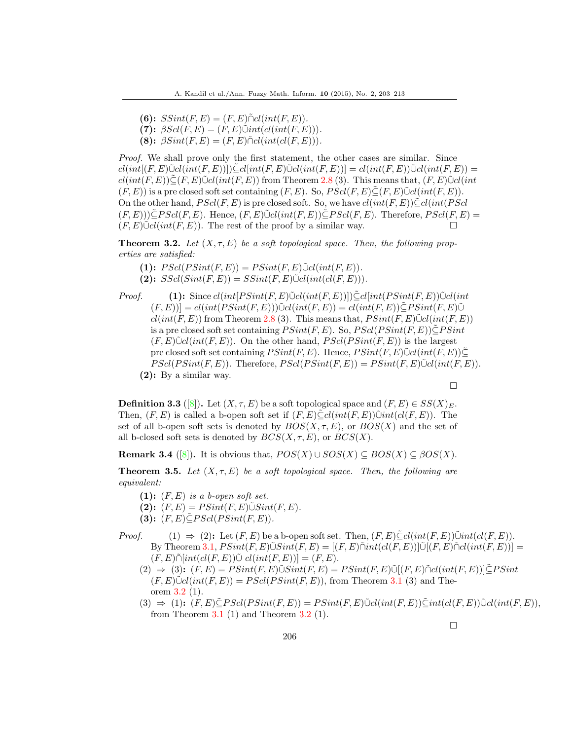**(6):** $SSint(F,E) = (F,E)\tilde{\sqcap}cl(int(F,E))$.

**(7):** $\beta Scl(F,E) = (F,E)\tilde{\sqcup}int(cl(int(F,E)))$.

**(8):** $\beta Sint(F,E) = (F,E)\tilde{\sqcap}cl(int(cl(F,E)))$.

*Proof.* We shall prove only the first statement, the other cases are similar. Since $cl(int[(F,E)\tilde{\sqcup}cl(int(F,E))])\tilde{\sqsubseteq}cl[int(F,E)\tilde{\sqcup}cl(int(F,E))] = cl(int(F,E))\tilde{\sqcup}cl(int(F,E)) = cl(int(F,E))\tilde{\sqsubseteq}(F,E)\tilde{\sqcup}cl(int(F,E))$ from Theorem 2.8 (3). This means that, $(F,E)\tilde{\sqcup}cl(int(F,E))$ is a pre closed soft set containing $(F,E)$. So, $PScl(F,E)\tilde{\sqsubseteq}(F,E)\tilde{\sqcup}cl(int(F,E))$. On the other hand, $PScl(F,E)$ is pre closed soft. So, we have $cl(int(F,E))\tilde{\sqsubseteq}cl(int(PScl(F,E)))\tilde{\sqsubseteq}PScl(F,E)$. Hence, $(F,E)\tilde{\sqcup}cl(int(F,E))\tilde{\sqsubseteq}PScl(F,E)$. Therefore, $PScl(F,E) = (F,E)\tilde{\sqcup}cl(int(F,E))$. The rest of the proof by a similar way. □

**Theorem 3.2.** *Let $(X,\tau,E)$ be a soft topological space. Then, the following properties are satisfied:*

**(1):** $PScl(PSint(F,E)) = PSint(F,E)\tilde{\sqcup}cl(int(F,E))$.

**(2):** $SScl(Sint(F,E)) = SSint(F,E)\tilde{\sqcup}cl(int(cl(F,E)))$.

*Proof.*

**(1):** Since $cl(int[PSint(F,E)\tilde{\sqcup}cl(int(F,E))])\tilde{\sqsubseteq}cl[int(PSint(F,E))\tilde{\sqcup}cl(int(F,E))] = cl(int(PSint(F,E)))\tilde{\sqcup}cl(int(F,E)) = cl(int(F,E))\tilde{\sqsubseteq}PSint(F,E)\tilde{\sqcup}cl(int(F,E))$ from Theorem 2.8 (3). This means that, $PSint(F,E)\tilde{\sqcup}cl(int(F,E))$ is a pre closed soft set containing $PSint(F,E)$. So, $PScl(PSint(F,E))\tilde{\sqsubseteq}PSint(F,E)\tilde{\sqcup}cl(int(F,E))$. On the other hand, $PScl(PSint(F,E))$ is the largest pre closed soft set containing $PSint(F,E)$. Hence, $PSint(F,E)\tilde{\sqcup}cl(int(F,E))\tilde{\sqsubseteq}PScl(PSint(F,E))$. Therefore, $PScl(PSint(F,E)) = PSint(F,E)\tilde{\sqcup}cl(int(F,E))$.

**(2):** By a similar way.

□

**Definition 3.3** ([8]). Let $(X,\tau,E)$ be a soft topological space and $(F,E) \in SS(X)_E$. Then, $(F,E)$ is called a b-open soft set if $(F,E)\tilde{\sqsubseteq}cl(int(F,E))\tilde{\sqcup}int(cl(F,E))$. The set of all b-open soft sets is denoted by $BOS(X,\tau,E)$, or $BOS(X)$ and the set of all b-closed soft sets is denoted by $BCS(X,\tau,E)$, or $BCS(X)$.

**Remark 3.4** ([8]). It is obvious that, $POS(X) \cup SOS(X) \subseteq BOS(X) \subseteq \beta OS(X)$.

**Theorem 3.5.** *Let $(X,\tau,E)$ be a soft topological space. Then, the following are equivalent:*

**(1):** *$(F,E)$ is a b-open soft set.*

**(2):** *$(F,E) = PSint(F,E)\tilde{\sqcup}Sint(F,E)$.*

**(3):** *$(F,E)\tilde{\sqsubseteq}PScl(PSint(F,E))$.*

*Proof.*

$(1) \Rightarrow (2)$**:** Let $(F,E)$ be a b-open soft set. Then, $(F,E)\tilde{\sqsubseteq}cl(int(F,E))\tilde{\sqcup}int(cl(F,E))$. By Theorem 3.1, $PSint(F,E)\tilde{\sqcup}SSint(F,E) = [(F,E)\tilde{\sqcap}int(cl(F,E))]\tilde{\sqcup}[(F,E)\tilde{\sqcap}cl(int(F,E))] = (F,E)\tilde{\sqcap}[int(cl(F,E))\tilde{\sqcup}\ cl(int(F,E))] = (F,E)$.

$(2) \Rightarrow (3)$**:** $(F,E) = PSint(F,E)\tilde{\sqcup}SSint(F,E) = PSint(F,E)\tilde{\sqcup}[(F,E)\tilde{\sqcap}cl(int(F,E))]\tilde{\sqsubseteq}PSint(F,E)\tilde{\sqcup}cl(int(F,E)) = PScl(PSint(F,E))$, from Theorem 3.1 (3) and Theorem 3.2 (1).

$(3) \Rightarrow (1)$**:** $(F,E)\tilde{\sqsubseteq}PScl(PSint(F,E)) = PSint(F,E)\tilde{\sqcup}cl(int(F,E))\tilde{\sqsubseteq}int(cl(F,E))\tilde{\sqcup}cl(int(F,E))$, from Theorem 3.1 (1) and Theorem 3.2 (1).

□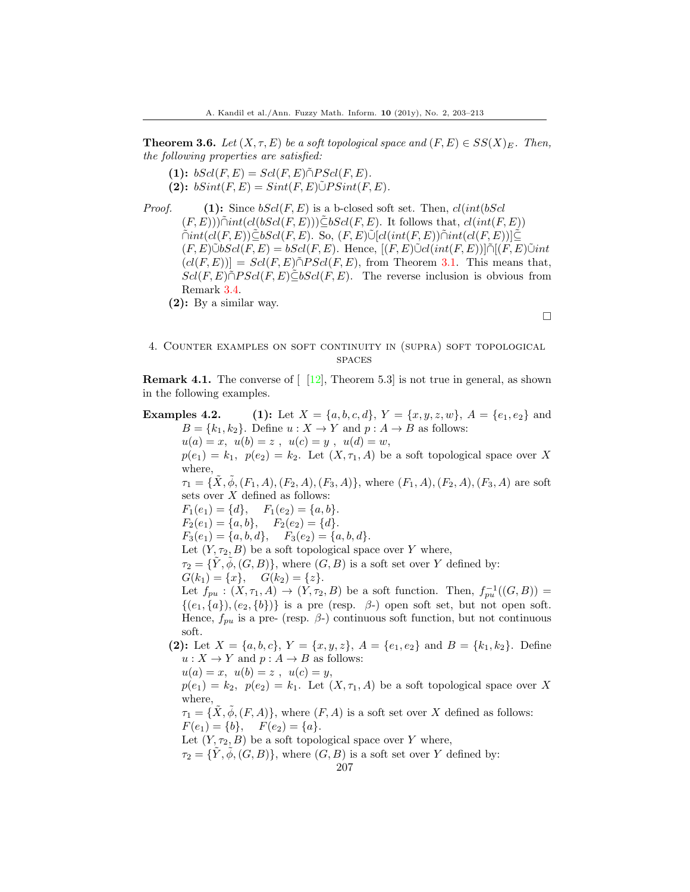**Theorem 3.6.** *Let $(X, \tau, E)$ be a soft topological space and $(F, E) \in SS(X)_E$. Then, the following properties are satisfied:*

**(1):** $bScl(F, E) = Scl(F, E) \tilde{\cap} PScl(F, E)$.

**(2):** $bSint(F, E) = Sint(F, E) \tilde{\cup} PSint(F, E)$.

*Proof.* **(1):** Since $bScl(F, E)$ is a b-closed soft set. Then, $cl(int(bScl(F, E))) \tilde{\cap} int(cl(bScl(F, E))) \tilde{\subseteq} bScl(F, E)$. It follows that, $cl(int(F, E)) \tilde{\cap} int(cl(F, E)) \tilde{\subseteq} bScl(F, E)$. So, $(F, E) \tilde{\cup} [cl(int(F, E)) \tilde{\cap} int(cl(F, E))] \tilde{\subseteq} (F, E) \tilde{\cup} bScl(F, E) = bScl(F, E)$. Hence, $[(F, E) \tilde{\cup} cl(int(F, E))] \tilde{\cap} [(F, E) \tilde{\cup} int(cl(F, E))] = Scl(F, E) \tilde{\cap} PScl(F, E)$, from Theorem 3.1. This means that, $Scl(F, E) \tilde{\cap} PScl(F, E) \tilde{\subseteq} bScl(F, E)$. The reverse inclusion is obvious from Remark 3.4.

**(2):** By a similar way.

□

## 4. Counter examples on soft continuity in (supra) soft topological spaces

**Remark 4.1.** The converse of [ [12], Theorem 5.3] is not true in general, as shown in the following examples.

**Examples 4.2.** **(1):** Let $X = \{a, b, c, d\}$, $Y = \{x, y, z, w\}$, $A = \{e_1, e_2\}$ and $B = \{k_1, k_2\}$. Define $u : X \to Y$ and $p : A \to B$ as follows:

$u(a) = x$, $u(b) = z$, $u(c) = y$, $u(d) = w$,

$p(e_1) = k_1$, $p(e_2) = k_2$. Let $(X, \tau_1, A)$ be a soft topological space over $X$ where,

$\tau_1 = \{\tilde{X}, \tilde{\phi}, (F_1, A), (F_2, A), (F_3, A)\}$, where $(F_1, A), (F_2, A), (F_3, A)$ are soft sets over $X$ defined as follows:

$F_1(e_1) = \{d\}$, $F_1(e_2) = \{a, b\}$.

$F_2(e_1) = \{a, b\}$, $F_2(e_2) = \{d\}$.

$F_3(e_1) = \{a, b, d\}$, $F_3(e_2) = \{a, b, d\}$.

Let $(Y, \tau_2, B)$ be a soft topological space over $Y$ where,

$\tau_2 = \{\tilde{Y}, \tilde{\phi}, (G, B)\}$, where $(G, B)$ is a soft set over $Y$ defined by:

$G(k_1) = \{x\}$, $G(k_2) = \{z\}$.

Let $f_{pu} : (X, \tau_1, A) \to (Y, \tau_2, B)$ be a soft function. Then, $f_{pu}^{-1}((G, B)) = \{(e_1, \{a\}), (e_2, \{b\})\}$ is a pre (resp. $\beta$-) open soft set, but not open soft. Hence, $f_{pu}$ is a pre- (resp. $\beta$-) continuous soft function, but not continuous soft.

**(2):** Let $X = \{a, b, c\}$, $Y = \{x, y, z\}$, $A = \{e_1, e_2\}$ and $B = \{k_1, k_2\}$. Define $u : X \to Y$ and $p : A \to B$ as follows:

$u(a) = x$, $u(b) = z$, $u(c) = y$,

$p(e_1) = k_2$, $p(e_2) = k_1$. Let $(X, \tau_1, A)$ be a soft topological space over $X$ where,

$\tau_1 = \{\tilde{X}, \tilde{\phi}, (F, A)\}$, where $(F, A)$ is a soft set over $X$ defined as follows:

$F(e_1) = \{b\}$, $F(e_2) = \{a\}$.

Let $(Y, \tau_2, B)$ be a soft topological space over $Y$ where,

$\tau_2 = \{\tilde{Y}, \tilde{\phi}, (G, B)\}$, where $(G, B)$ is a soft set over $Y$ defined by: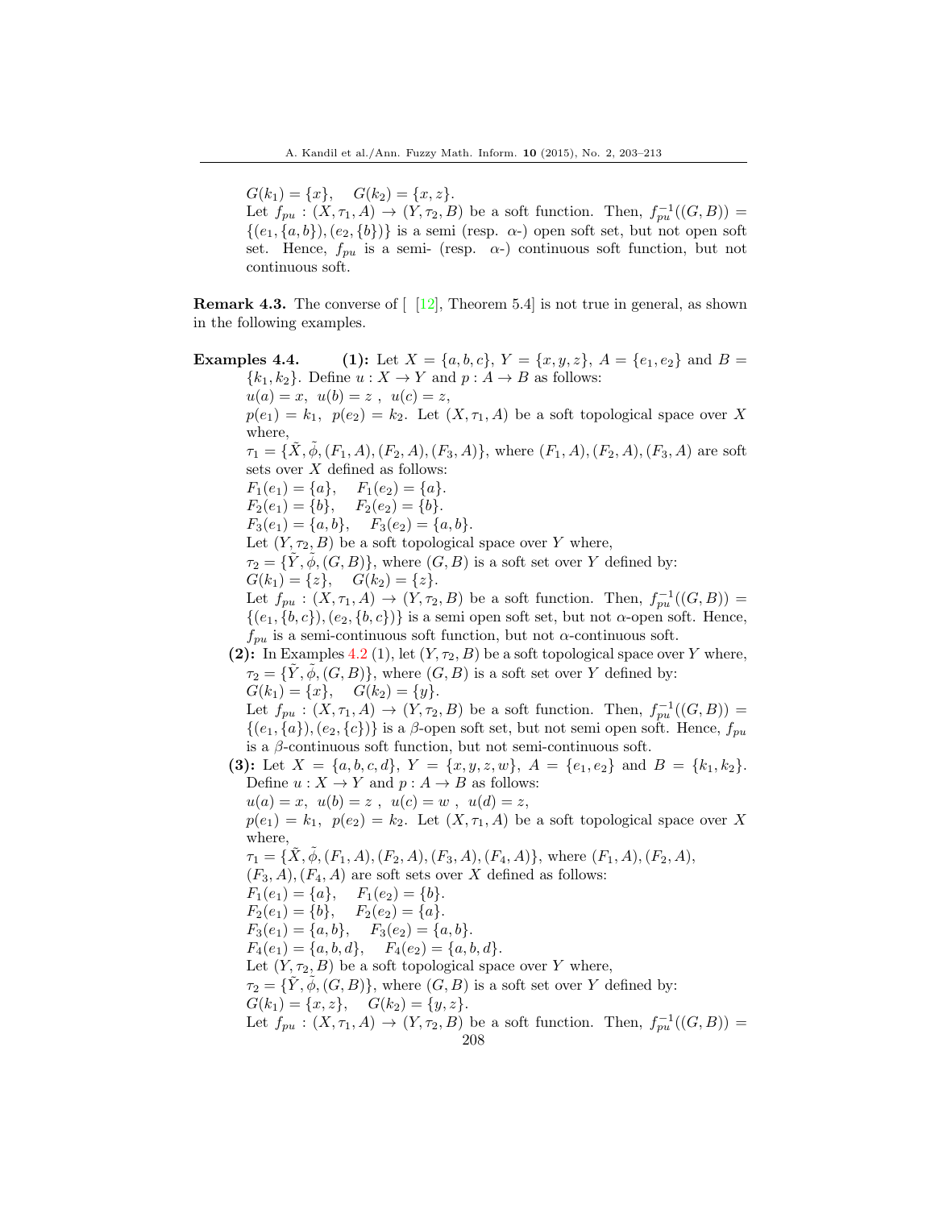$G(k_1) = \{x\}, \quad G(k_2) = \{x, z\}$.

Let $f_{pu} : (X, \tau_1, A) \to (Y, \tau_2, B)$ be a soft function. Then, $f_{pu}^{-1}((G, B)) = \{(e_1, \{a, b\}), (e_2, \{b\})\}$ is a semi (resp. $\alpha$-) open soft set, but not open soft set. Hence, $f_{pu}$ is a semi- (resp. $\alpha$-) continuous soft function, but not continuous soft.

**Remark 4.3.** The converse of [ [12], Theorem 5.4] is not true in general, as shown in the following examples.

**Examples 4.4.** **(1):** Let $X = \{a, b, c\}$, $Y = \{x, y, z\}$, $A = \{e_1, e_2\}$ and $B = \{k_1, k_2\}$. Define $u : X \to Y$ and $p : A \to B$ as follows:

$u(a) = x, \ u(b) = z \ , \ u(c) = z$,

$p(e_1) = k_1, \ p(e_2) = k_2$. Let $(X, \tau_1, A)$ be a soft topological space over $X$ where,

$\tau_1 = \{\tilde{X}, \tilde{\phi}, (F_1, A), (F_2, A), (F_3, A)\}$, where $(F_1, A), (F_2, A), (F_3, A)$ are soft sets over $X$ defined as follows:

$F_1(e_1) = \{a\}, \quad F_1(e_2) = \{a\}$.

$F_2(e_1) = \{b\}, \quad F_2(e_2) = \{b\}$.

$F_3(e_1) = \{a, b\}, \quad F_3(e_2) = \{a, b\}$.

Let $(Y, \tau_2, B)$ be a soft topological space over $Y$ where,

$\tau_2 = \{\tilde{Y}, \tilde{\phi}, (G, B)\}$, where $(G, B)$ is a soft set over $Y$ defined by:

$G(k_1) = \{z\}, \quad G(k_2) = \{z\}$.

Let $f_{pu} : (X, \tau_1, A) \to (Y, \tau_2, B)$ be a soft function. Then, $f_{pu}^{-1}((G, B)) = \{(e_1, \{b, c\}), (e_2, \{b, c\})\}$ is a semi open soft set, but not $\alpha$-open soft. Hence, $f_{pu}$ is a semi-continuous soft function, but not $\alpha$-continuous soft.

**(2):** In Examples 4.2 (1), let $(Y, \tau_2, B)$ be a soft topological space over $Y$ where,

$\tau_2 = \{\tilde{Y}, \tilde{\phi}, (G, B)\}$, where $(G, B)$ is a soft set over $Y$ defined by:

$G(k_1) = \{x\}, \quad G(k_2) = \{y\}$.

Let $f_{pu} : (X, \tau_1, A) \to (Y, \tau_2, B)$ be a soft function. Then, $f_{pu}^{-1}((G, B)) = \{(e_1, \{a\}), (e_2, \{c\})\}$ is a $\beta$-open soft set, but not semi open soft. Hence, $f_{pu}$ is a $\beta$-continuous soft function, but not semi-continuous soft.

**(3):** Let $X = \{a, b, c, d\}$, $Y = \{x, y, z, w\}$, $A = \{e_1, e_2\}$ and $B = \{k_1, k_2\}$. Define $u : X \to Y$ and $p : A \to B$ as follows:

$u(a) = x, \ u(b) = z \ , \ u(c) = w \ , \ u(d) = z$,

$p(e_1) = k_1, \ p(e_2) = k_2$. Let $(X, \tau_1, A)$ be a soft topological space over $X$ where,

$\tau_1 = \{\tilde{X}, \tilde{\phi}, (F_1, A), (F_2, A), (F_3, A), (F_4, A)\}$, where $(F_1, A), (F_2, A), (F_3, A), (F_4, A)$ are soft sets over $X$ defined as follows:

$F_1(e_1) = \{a\}, \quad F_1(e_2) = \{b\}$.

$F_2(e_1) = \{b\}, \quad F_2(e_2) = \{a\}$.

$F_3(e_1) = \{a, b\}, \quad F_3(e_2) = \{a, b\}$.

$F_4(e_1) = \{a, b, d\}, \quad F_4(e_2) = \{a, b, d\}$.

Let $(Y, \tau_2, B)$ be a soft topological space over $Y$ where,

$\tau_2 = \{\tilde{Y}, \tilde{\phi}, (G, B)\}$, where $(G, B)$ is a soft set over $Y$ defined by:

$G(k_1) = \{x, z\}, \quad G(k_2) = \{y, z\}$.

Let $f_{pu} : (X, \tau_1, A) \to (Y, \tau_2, B)$ be a soft function. Then, $f_{pu}^{-1}((G, B)) =$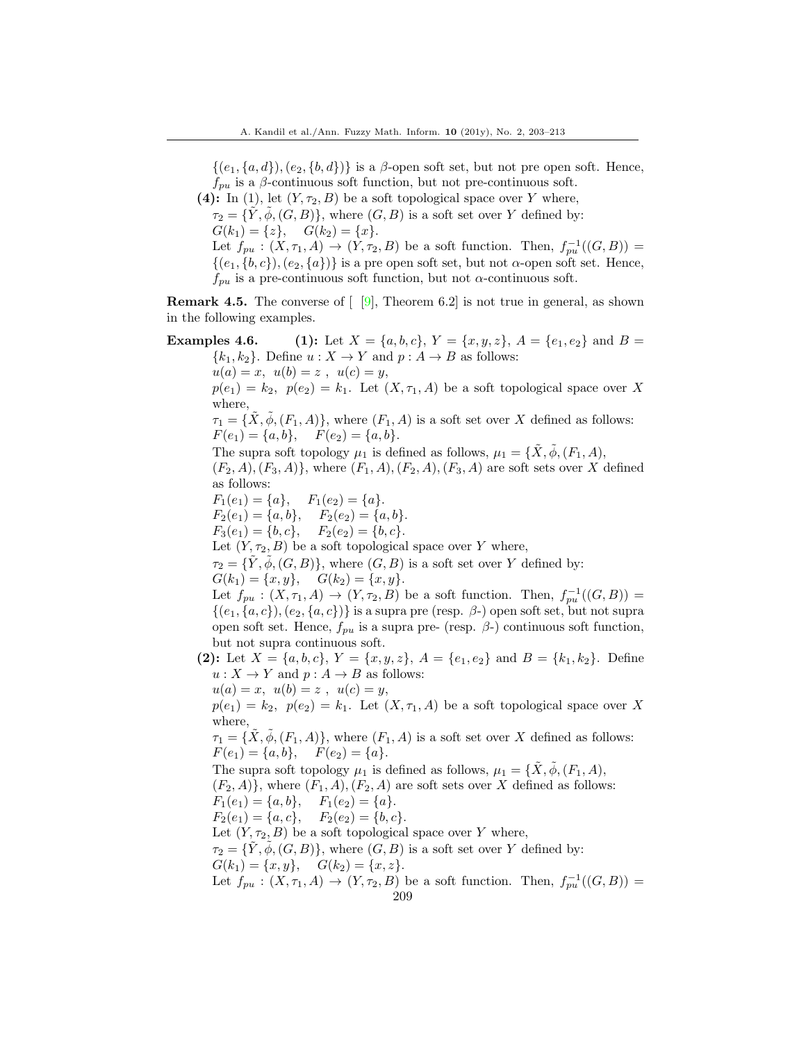$\{(e_1, \{a, d\}), (e_2, \{b, d\})\}$ is a $\beta$-open soft set, but not pre open soft. Hence, $f_{pu}$ is a $\beta$-continuous soft function, but not pre-continuous soft.

**(4):** In (1), let $(Y, \tau_2, B)$ be a soft topological space over $Y$ where, $\tau_2 = \{\tilde{Y}, \tilde{\phi}, (G, B)\}$, where $(G, B)$ is a soft set over $Y$ defined by: $G(k_1) = \{z\}, \quad G(k_2) = \{x\}$.
Let $f_{pu} : (X, \tau_1, A) \to (Y, \tau_2, B)$ be a soft function. Then, $f_{pu}^{-1}((G, B)) = \{(e_1, \{b, c\}), (e_2, \{a\})\}$ is a pre open soft set, but not $\alpha$-open soft set. Hence, $f_{pu}$ is a pre-continuous soft function, but not $\alpha$-continuous soft.

**Remark 4.5.** The converse of [ [9], Theorem 6.2] is not true in general, as shown in the following examples.

**Examples 4.6.** **(1):** Let $X = \{a, b, c\}$, $Y = \{x, y, z\}$, $A = \{e_1, e_2\}$ and $B = \{k_1, k_2\}$. Define $u : X \to Y$ and $p : A \to B$ as follows:
$u(a) = x, \ u(b) = z \ , \ u(c) = y$,
$p(e_1) = k_2, \ p(e_2) = k_1$. Let $(X, \tau_1, A)$ be a soft topological space over $X$ where,
$\tau_1 = \{\tilde{X}, \tilde{\phi}, (F_1, A)\}$, where $(F_1, A)$ is a soft set over $X$ defined as follows:
$F(e_1) = \{a, b\}, \quad F(e_2) = \{a, b\}$.
The supra soft topology $\mu_1$ is defined as follows, $\mu_1 = \{\tilde{X}, \tilde{\phi}, (F_1, A), (F_2, A), (F_3, A)\}$, where $(F_1, A), (F_2, A), (F_3, A)$ are soft sets over $X$ defined as follows:
$F_1(e_1) = \{a\}, \quad F_1(e_2) = \{a\}$.
$F_2(e_1) = \{a, b\}, \quad F_2(e_2) = \{a, b\}$.
$F_3(e_1) = \{b, c\}, \quad F_2(e_2) = \{b, c\}$.
Let $(Y, \tau_2, B)$ be a soft topological space over $Y$ where,
$\tau_2 = \{\tilde{Y}, \tilde{\phi}, (G, B)\}$, where $(G, B)$ is a soft set over $Y$ defined by:
$G(k_1) = \{x, y\}, \quad G(k_2) = \{x, y\}$.
Let $f_{pu} : (X, \tau_1, A) \to (Y, \tau_2, B)$ be a soft function. Then, $f_{pu}^{-1}((G, B)) = \{(e_1, \{a, c\}), (e_2, \{a, c\})\}$ is a supra pre (resp. $\beta$-) open soft set, but not supra open soft set. Hence, $f_{pu}$ is a supra pre- (resp. $\beta$-) continuous soft function, but not supra continuous soft.

**(2):** Let $X = \{a, b, c\}$, $Y = \{x, y, z\}$, $A = \{e_1, e_2\}$ and $B = \{k_1, k_2\}$. Define $u : X \to Y$ and $p : A \to B$ as follows:
$u(a) = x, \ u(b) = z \ , \ u(c) = y$,
$p(e_1) = k_2, \ p(e_2) = k_1$. Let $(X, \tau_1, A)$ be a soft topological space over $X$ where,
$\tau_1 = \{\tilde{X}, \tilde{\phi}, (F_1, A)\}$, where $(F_1, A)$ is a soft set over $X$ defined as follows:
$F(e_1) = \{a, b\}, \quad F(e_2) = \{a\}$.
The supra soft topology $\mu_1$ is defined as follows, $\mu_1 = \{\tilde{X}, \tilde{\phi}, (F_1, A), (F_2, A)\}$, where $(F_1, A), (F_2, A)$ are soft sets over $X$ defined as follows:
$F_1(e_1) = \{a, b\}, \quad F_1(e_2) = \{a\}$.
$F_2(e_1) = \{a, c\}, \quad F_2(e_2) = \{b, c\}$.
Let $(Y, \tau_2, B)$ be a soft topological space over $Y$ where,
$\tau_2 = \{\tilde{Y}, \tilde{\phi}, (G, B)\}$, where $(G, B)$ is a soft set over $Y$ defined by:
$G(k_1) = \{x, y\}, \quad G(k_2) = \{x, z\}$.
Let $f_{pu} : (X, \tau_1, A) \to (Y, \tau_2, B)$ be a soft function. Then, $f_{pu}^{-1}((G, B)) =$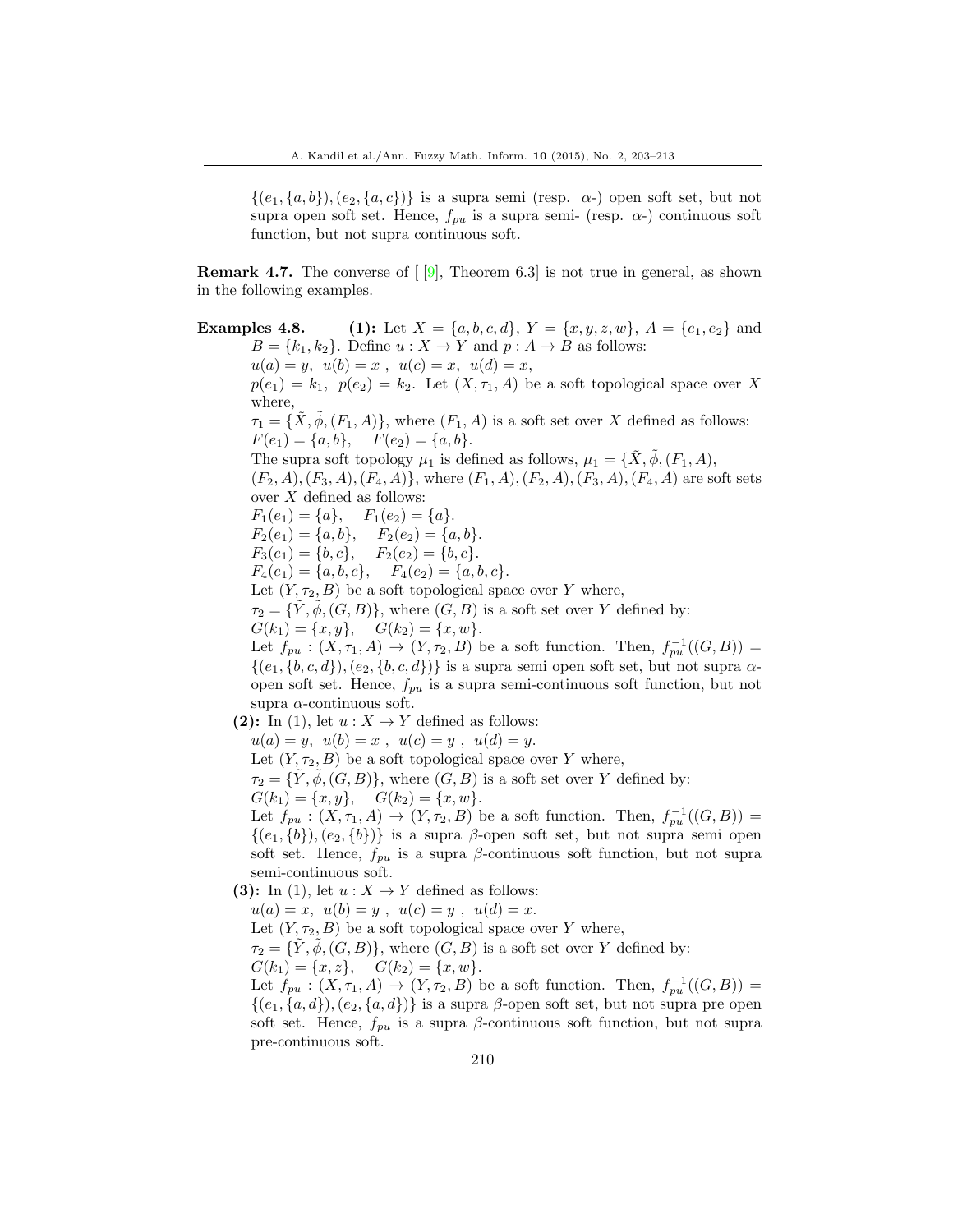$\{(e_1, \{a, b\}), (e_2, \{a, c\})\}$ is a supra semi (resp. $\alpha$-) open soft set, but not supra open soft set. Hence, $f_{pu}$ is a supra semi- (resp. $\alpha$-) continuous soft function, but not supra continuous soft.

**Remark 4.7.** The converse of [ [9], Theorem 6.3] is not true in general, as shown in the following examples.

**Examples 4.8.** **(1):** Let $X = \{a, b, c, d\}$, $Y = \{x, y, z, w\}$, $A = \{e_1, e_2\}$ and $B = \{k_1, k_2\}$. Define $u : X \to Y$ and $p : A \to B$ as follows:
$u(a) = y,\ u(b) = x\ ,\ u(c) = x,\ u(d) = x,$
$p(e_1) = k_1,\ p(e_2) = k_2$. Let $(X, \tau_1, A)$ be a soft topological space over $X$ where,
$\tau_1 = \{\tilde{X}, \tilde{\phi}, (F_1, A)\}$, where $(F_1, A)$ is a soft set over $X$ defined as follows:
$F(e_1) = \{a, b\}, \quad F(e_2) = \{a, b\}$.
The supra soft topology $\mu_1$ is defined as follows, $\mu_1 = \{\tilde{X}, \tilde{\phi}, (F_1, A), (F_2, A), (F_3, A), (F_4, A)\}$, where $(F_1, A), (F_2, A), (F_3, A), (F_4, A)$ are soft sets over $X$ defined as follows:
$F_1(e_1) = \{a\}, \quad F_1(e_2) = \{a\}$.
$F_2(e_1) = \{a, b\}, \quad F_2(e_2) = \{a, b\}$.
$F_3(e_1) = \{b, c\}, \quad F_3(e_2) = \{b, c\}$.
$F_4(e_1) = \{a, b, c\}, \quad F_4(e_2) = \{a, b, c\}$.
Let $(Y, \tau_2, B)$ be a soft topological space over $Y$ where,
$\tau_2 = \{\tilde{Y}, \tilde{\phi}, (G, B)\}$, where $(G, B)$ is a soft set over $Y$ defined by:
$G(k_1) = \{x, y\}, \quad G(k_2) = \{x, w\}$.
Let $f_{pu} : (X, \tau_1, A) \to (Y, \tau_2, B)$ be a soft function. Then, $f_{pu}^{-1}((G, B)) = \{(e_1, \{b, c, d\}), (e_2, \{b, c, d\})\}$ is a supra semi open soft set, but not supra $\alpha$-open soft set. Hence, $f_{pu}$ is a supra semi-continuous soft function, but not supra $\alpha$-continuous soft.

**(2):** In (1), let $u : X \to Y$ defined as follows:
$u(a) = y,\ u(b) = x\ ,\ u(c) = y\ ,\ u(d) = y.$
Let $(Y, \tau_2, B)$ be a soft topological space over $Y$ where,
$\tau_2 = \{\tilde{Y}, \tilde{\phi}, (G, B)\}$, where $(G, B)$ is a soft set over $Y$ defined by:
$G(k_1) = \{x, y\}, \quad G(k_2) = \{x, w\}$.
Let $f_{pu} : (X, \tau_1, A) \to (Y, \tau_2, B)$ be a soft function. Then, $f_{pu}^{-1}((G, B)) = \{(e_1, \{b\}), (e_2, \{b\})\}$ is a supra $\beta$-open soft set, but not supra semi open soft set. Hence, $f_{pu}$ is a supra $\beta$-continuous soft function, but not supra semi-continuous soft.

**(3):** In (1), let $u : X \to Y$ defined as follows:
$u(a) = x,\ u(b) = y\ ,\ u(c) = y\ ,\ u(d) = x.$
Let $(Y, \tau_2, B)$ be a soft topological space over $Y$ where,
$\tau_2 = \{\tilde{Y}, \tilde{\phi}, (G, B)\}$, where $(G, B)$ is a soft set over $Y$ defined by:
$G(k_1) = \{x, z\}, \quad G(k_2) = \{x, w\}$.
Let $f_{pu} : (X, \tau_1, A) \to (Y, \tau_2, B)$ be a soft function. Then, $f_{pu}^{-1}((G, B)) = \{(e_1, \{a, d\}), (e_2, \{a, d\})\}$ is a supra $\beta$-open soft set, but not supra pre open soft set. Hence, $f_{pu}$ is a supra $\beta$-continuous soft function, but not supra pre-continuous soft.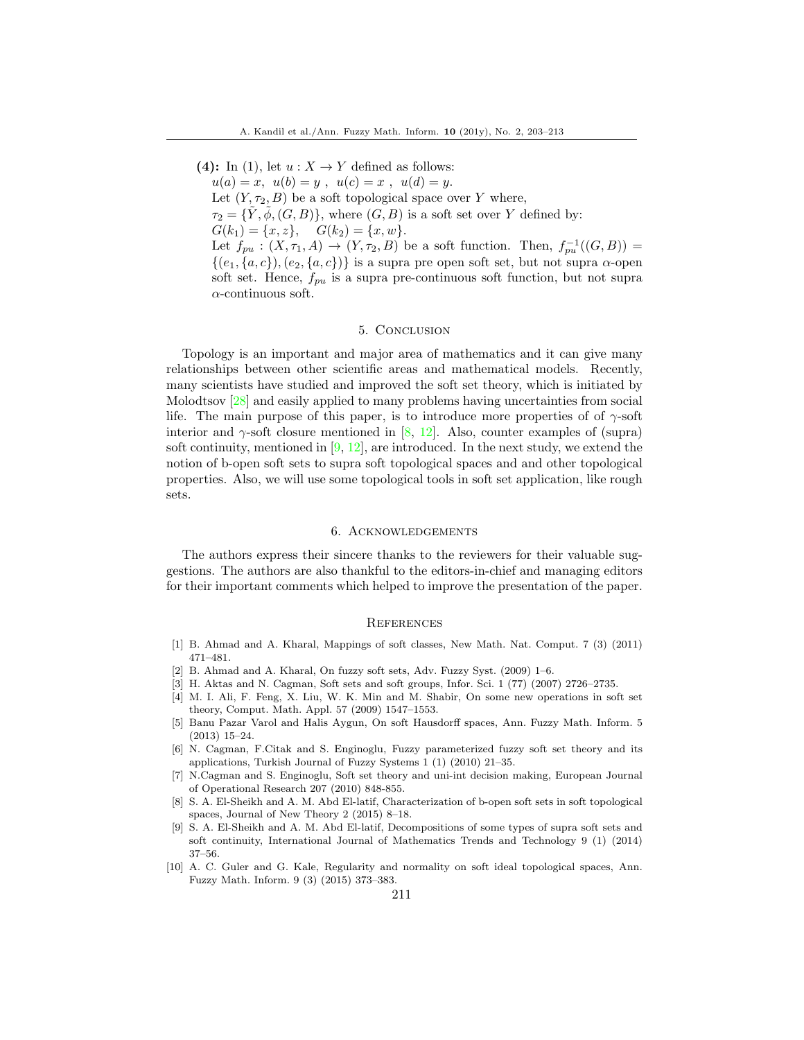**(4):** In (1), let $u : X \to Y$ defined as follows:
$u(a) = x,\ u(b) = y\ ,\ u(c) = x\ ,\ u(d) = y.$
Let $(Y, \tau_2, B)$ be a soft topological space over $Y$ where,
$\tau_2 = \{\tilde{Y}, \tilde{\phi}, (G, B)\}$, where $(G, B)$ is a soft set over $Y$ defined by:
$G(k_1) = \{x, z\}, \quad G(k_2) = \{x, w\}.$
Let $f_{pu} : (X, \tau_1, A) \to (Y, \tau_2, B)$ be a soft function. Then, $f_{pu}^{-1}((G, B)) = \{(e_1, \{a, c\}), (e_2, \{a, c\})\}$ is a supra pre open soft set, but not supra $\alpha$-open soft set. Hence, $f_{pu}$ is a supra pre-continuous soft function, but not supra $\alpha$-continuous soft.

## 5. Conclusion

Topology is an important and major area of mathematics and it can give many relationships between other scientific areas and mathematical models. Recently, many scientists have studied and improved the soft set theory, which is initiated by Molodtsov [28] and easily applied to many problems having uncertainties from social life. The main purpose of this paper, is to introduce more properties of of $\gamma$-soft interior and $\gamma$-soft closure mentioned in [8, 12]. Also, counter examples of (supra) soft continuity, mentioned in [9, 12], are introduced. In the next study, we extend the notion of b-open soft sets to supra soft topological spaces and and other topological properties. Also, we will use some topological tools in soft set application, like rough sets.

## 6. Acknowledgements

The authors express their sincere thanks to the reviewers for their valuable suggestions. The authors are also thankful to the editors-in-chief and managing editors for their important comments which helped to improve the presentation of the paper.

## References

[1] B. Ahmad and A. Kharal, Mappings of soft classes, New Math. Nat. Comput. 7 (3) (2011) 471–481.

[2] B. Ahmad and A. Kharal, On fuzzy soft sets, Adv. Fuzzy Syst. (2009) 1–6.

[3] H. Aktas and N. Cagman, Soft sets and soft groups, Infor. Sci. 1 (77) (2007) 2726–2735.

[4] M. I. Ali, F. Feng, X. Liu, W. K. Min and M. Shabir, On some new operations in soft set theory, Comput. Math. Appl. 57 (2009) 1547–1553.

[5] Banu Pazar Varol and Halis Aygun, On soft Hausdorff spaces, Ann. Fuzzy Math. Inform. 5 (2013) 15–24.

[6] N. Cagman, F.Citak and S. Enginoglu, Fuzzy parameterized fuzzy soft set theory and its applications, Turkish Journal of Fuzzy Systems 1 (1) (2010) 21–35.

[7] N.Cagman and S. Enginoglu, Soft set theory and uni-int decision making, European Journal of Operational Research 207 (2010) 848-855.

[8] S. A. El-Sheikh and A. M. Abd El-latif, Characterization of b-open soft sets in soft topological spaces, Journal of New Theory 2 (2015) 8–18.

[9] S. A. El-Sheikh and A. M. Abd El-latif, Decompositions of some types of supra soft sets and soft continuity, International Journal of Mathematics Trends and Technology 9 (1) (2014) 37–56.

[10] A. C. Guler and G. Kale, Regularity and normality on soft ideal topological spaces, Ann. Fuzzy Math. Inform. 9 (3) (2015) 373–383.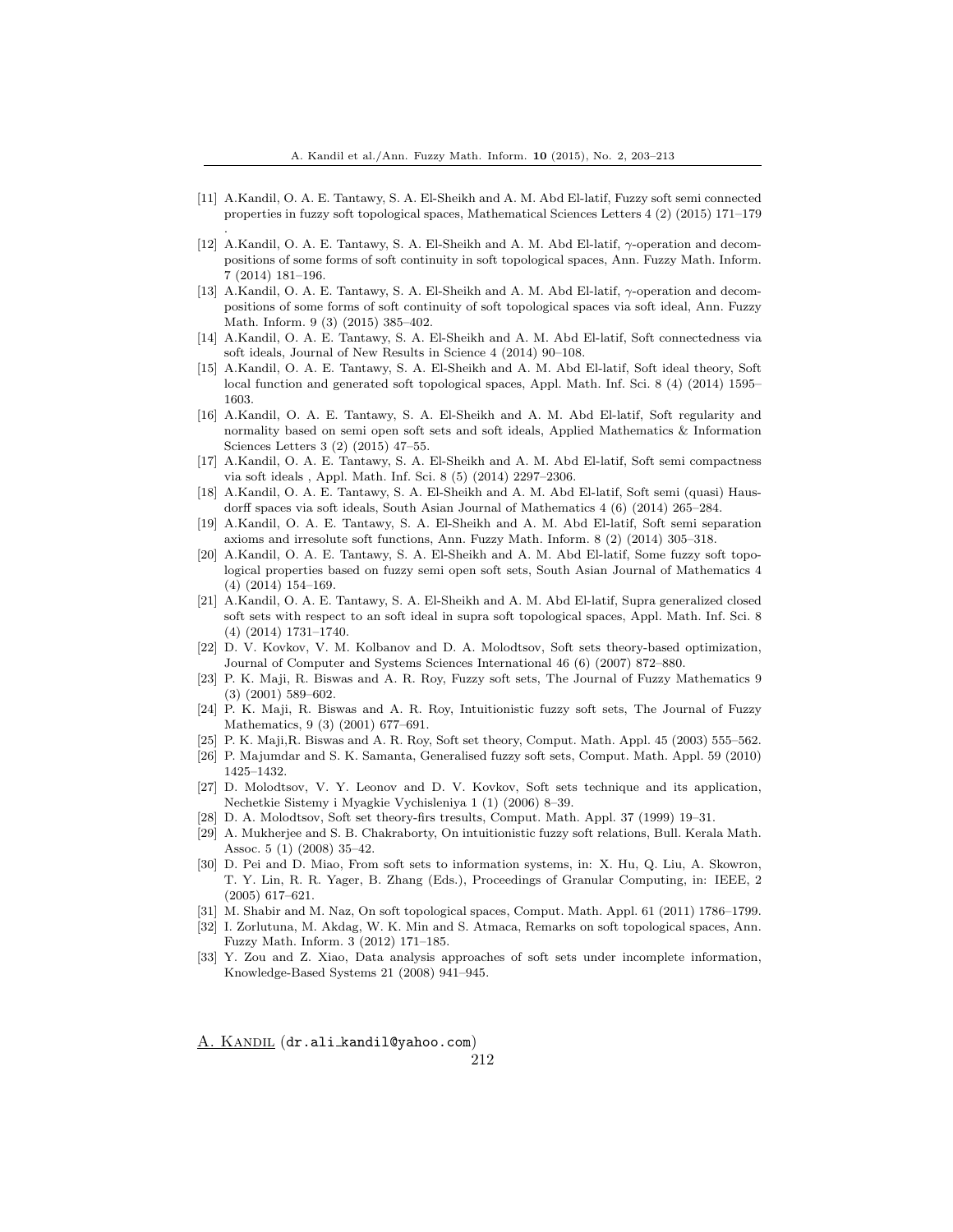[11] A.Kandil, O. A. E. Tantawy, S. A. El-Sheikh and A. M. Abd El-latif, Fuzzy soft semi connected properties in fuzzy soft topological spaces, Mathematical Sciences Letters 4 (2) (2015) 171–179 .

[12] A.Kandil, O. A. E. Tantawy, S. A. El-Sheikh and A. M. Abd El-latif, $\gamma$-operation and decompositions of some forms of soft continuity in soft topological spaces, Ann. Fuzzy Math. Inform. 7 (2014) 181–196.

[13] A.Kandil, O. A. E. Tantawy, S. A. El-Sheikh and A. M. Abd El-latif, $\gamma$-operation and decompositions of some forms of soft continuity of soft topological spaces via soft ideal, Ann. Fuzzy Math. Inform. 9 (3) (2015) 385–402.

[14] A.Kandil, O. A. E. Tantawy, S. A. El-Sheikh and A. M. Abd El-latif, Soft connectedness via soft ideals, Journal of New Results in Science 4 (2014) 90–108.

[15] A.Kandil, O. A. E. Tantawy, S. A. El-Sheikh and A. M. Abd El-latif, Soft ideal theory, Soft local function and generated soft topological spaces, Appl. Math. Inf. Sci. 8 (4) (2014) 1595–1603.

[16] A.Kandil, O. A. E. Tantawy, S. A. El-Sheikh and A. M. Abd El-latif, Soft regularity and normality based on semi open soft sets and soft ideals, Applied Mathematics & Information Sciences Letters 3 (2) (2015) 47–55.

[17] A.Kandil, O. A. E. Tantawy, S. A. El-Sheikh and A. M. Abd El-latif, Soft semi compactness via soft ideals , Appl. Math. Inf. Sci. 8 (5) (2014) 2297–2306.

[18] A.Kandil, O. A. E. Tantawy, S. A. El-Sheikh and A. M. Abd El-latif, Soft semi (quasi) Hausdorff spaces via soft ideals, South Asian Journal of Mathematics 4 (6) (2014) 265–284.

[19] A.Kandil, O. A. E. Tantawy, S. A. El-Sheikh and A. M. Abd El-latif, Soft semi separation axioms and irresolute soft functions, Ann. Fuzzy Math. Inform. 8 (2) (2014) 305–318.

[20] A.Kandil, O. A. E. Tantawy, S. A. El-Sheikh and A. M. Abd El-latif, Some fuzzy soft topological properties based on fuzzy semi open soft sets, South Asian Journal of Mathematics 4 (4) (2014) 154–169.

[21] A.Kandil, O. A. E. Tantawy, S. A. El-Sheikh and A. M. Abd El-latif, Supra generalized closed soft sets with respect to an soft ideal in supra soft topological spaces, Appl. Math. Inf. Sci. 8 (4) (2014) 1731–1740.

[22] D. V. Kovkov, V. M. Kolbanov and D. A. Molodtsov, Soft sets theory-based optimization, Journal of Computer and Systems Sciences International 46 (6) (2007) 872–880.

[23] P. K. Maji, R. Biswas and A. R. Roy, Fuzzy soft sets, The Journal of Fuzzy Mathematics 9 (3) (2001) 589–602.

[24] P. K. Maji, R. Biswas and A. R. Roy, Intuitionistic fuzzy soft sets, The Journal of Fuzzy Mathematics, 9 (3) (2001) 677–691.

[25] P. K. Maji,R. Biswas and A. R. Roy, Soft set theory, Comput. Math. Appl. 45 (2003) 555–562.

[26] P. Majumdar and S. K. Samanta, Generalised fuzzy soft sets, Comput. Math. Appl. 59 (2010) 1425–1432.

[27] D. Molodtsov, V. Y. Leonov and D. V. Kovkov, Soft sets technique and its application, Nechetkie Sistemy i Myagkie Vychisleniya 1 (1) (2006) 8–39.

[28] D. A. Molodtsov, Soft set theory-firs tresults, Comput. Math. Appl. 37 (1999) 19–31.

[29] A. Mukherjee and S. B. Chakraborty, On intuitionistic fuzzy soft relations, Bull. Kerala Math. Assoc. 5 (1) (2008) 35–42.

[30] D. Pei and D. Miao, From soft sets to information systems, in: X. Hu, Q. Liu, A. Skowron, T. Y. Lin, R. R. Yager, B. Zhang (Eds.), Proceedings of Granular Computing, in: IEEE, 2 (2005) 617–621.

[31] M. Shabir and M. Naz, On soft topological spaces, Comput. Math. Appl. 61 (2011) 1786–1799.

[32] I. Zorlutuna, M. Akdag, W. K. Min and S. Atmaca, Remarks on soft topological spaces, Ann. Fuzzy Math. Inform. 3 (2012) 171–185.

[33] Y. Zou and Z. Xiao, Data analysis approaches of soft sets under incomplete information, Knowledge-Based Systems 21 (2008) 941–945.

A. Kandil (dr.ali_kandil@yahoo.com)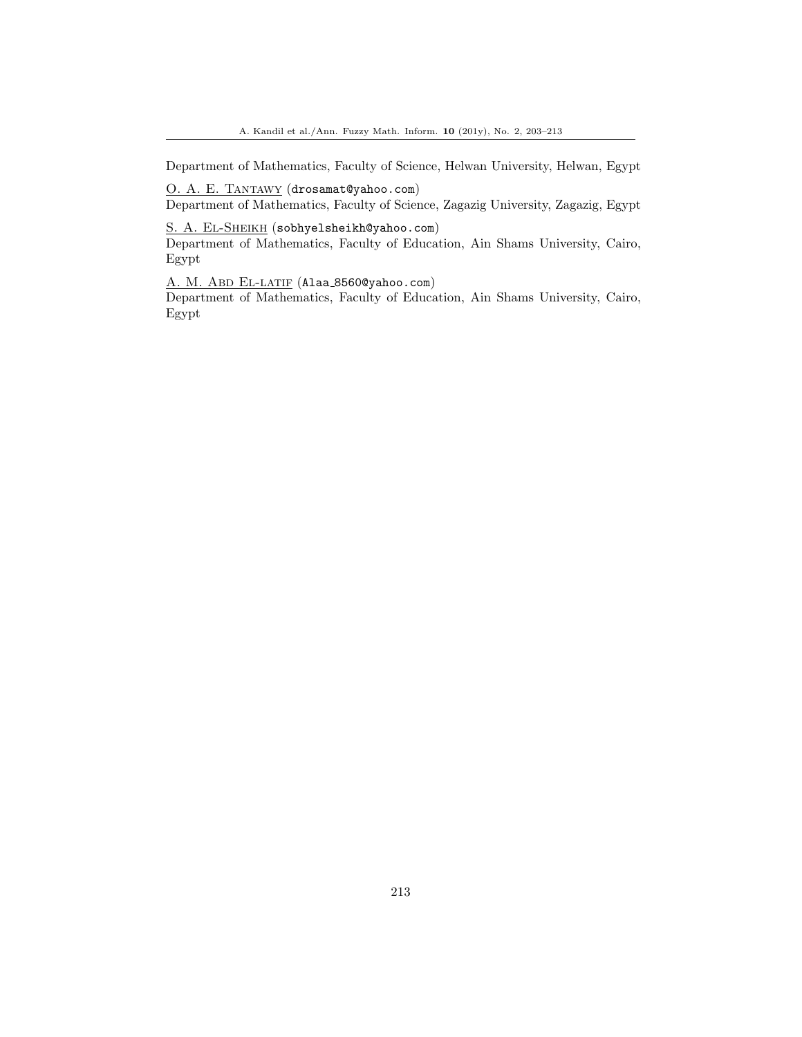Department of Mathematics, Faculty of Science, Helwan University, Helwan, Egypt

<u>O. A. E. Tantawy</u> (drosamat@yahoo.com)
Department of Mathematics, Faculty of Science, Zagazig University, Zagazig, Egypt

<u>S. A. El-Sheikh</u> (sobhyelsheikh@yahoo.com)
Department of Mathematics, Faculty of Education, Ain Shams University, Cairo, Egypt

<u>A. M. Abd El-latif</u> (Alaa_8560@yahoo.com)
Department of Mathematics, Faculty of Education, Ain Shams University, Cairo, Egypt